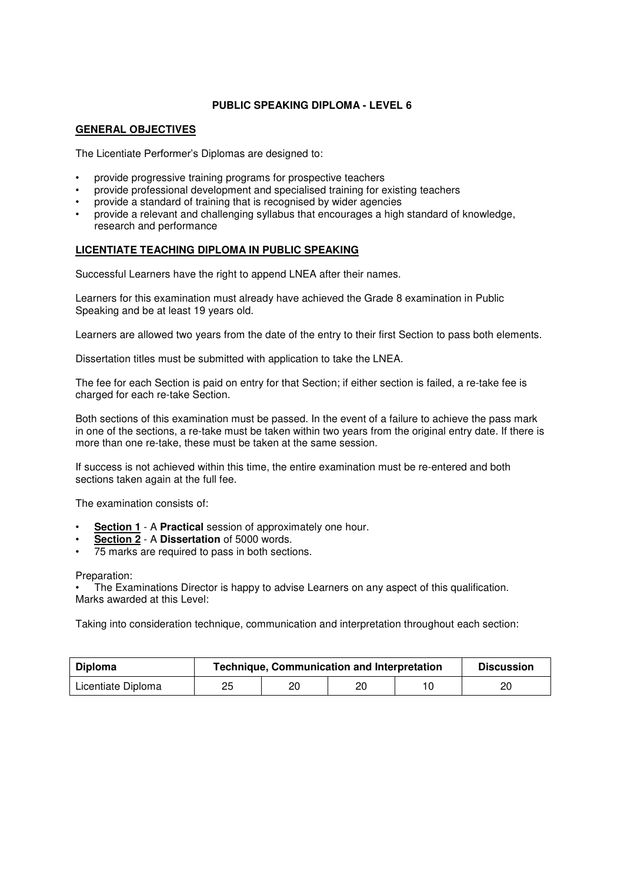# PUBLIC SPEAKING DIPLOMA - LEVEL 6

## GENERAL OBJECTIVES

The Licentiate Performer's Diplomas are designed to:

- provide progressive training programs for prospective teachers
- provide professional development and specialised training for existing teachers
- provide a standard of training that is recognised by wider agencies
- provide a relevant and challenging syllabus that encourages a high standard of knowledge, research and performance

## LICENTIATE TEACHING DIPLOMA IN PUBLIC SPEAKING

Successful Learners have the right to append LNEA after their names.

Learners for this examination must already have achieved the Grade 8 examination in Public Speaking and be at least 19 years old.

Learners are allowed two years from the date of the entry to their first Section to pass both elements.

Dissertation titles must be submitted with application to take the LNEA.

The fee for each Section is paid on entry for that Section; if either section is failed, a re-take fee is charged for each re-take Section.

Both sections of this examination must be passed. In the event of a failure to achieve the pass mark in one of the sections, a re-take must be taken within two years from the original entry date. If there is more than one re-take, these must be taken at the same session.

If success is not achieved within this time, the entire examination must be re-entered and both sections taken again at the full fee.

The examination consists of:

- **Section 1** - A **Practical** session of approximately one hour.
- **Section 2** - A **Dissertation** of 5000 words.
- 75 marks are required to pass in both sections.

Preparation:

- The Examinations Director is happy to advise Learners on any aspect of this qualification.

Marks awarded at this Level:

Taking into consideration technique, communication and interpretation throughout each section:

| Diploma | Technique, Communication and Interpretation | | | | Discussion |
|---|---|---|---|---|---|
| Licentiate Diploma | 25 | 20 | 20 | 10 | 20 |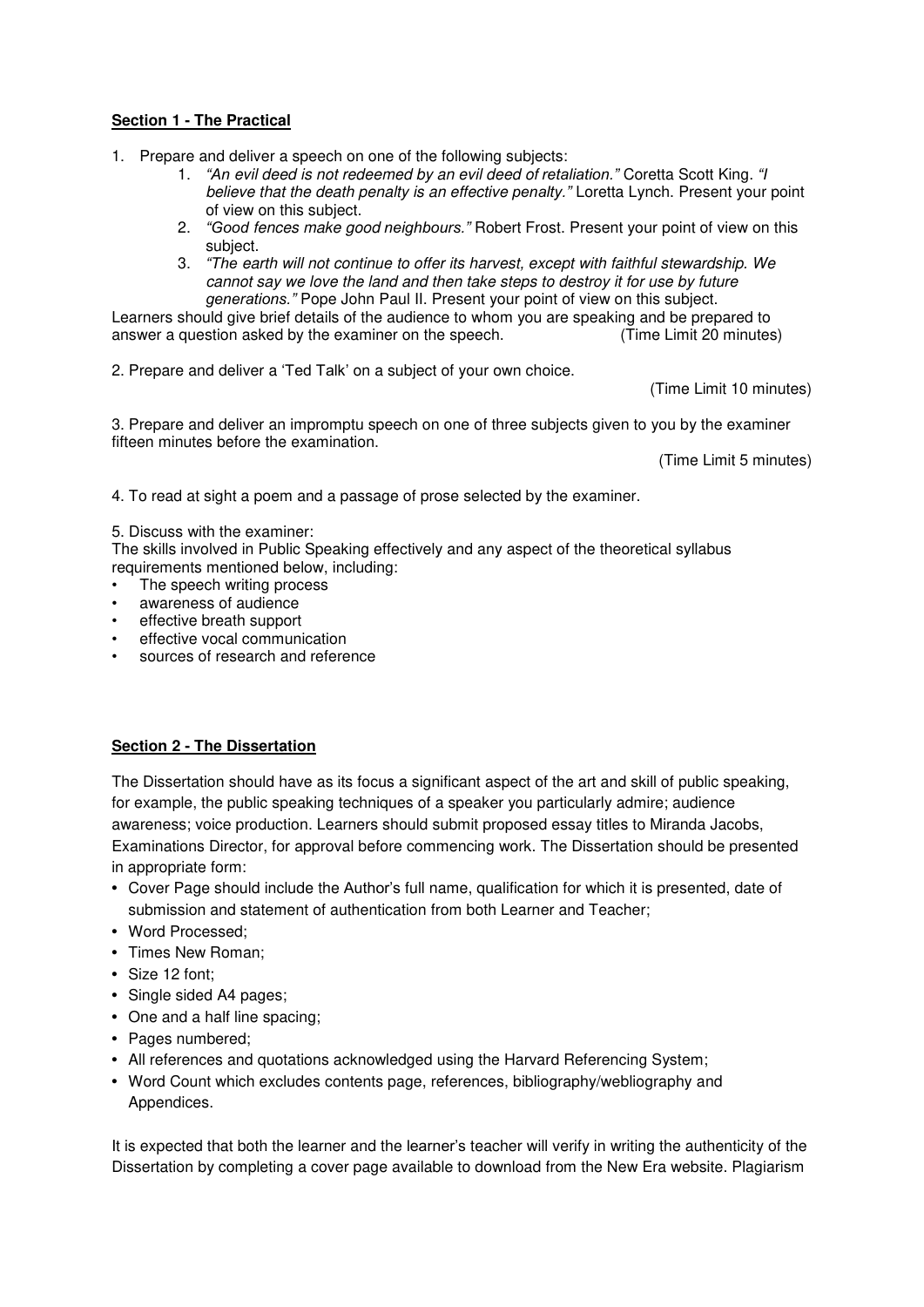**Section 1 - The Practical**

1. Prepare and deliver a speech on one of the following subjects:
    1. *"An evil deed is not redeemed by an evil deed of retaliation."* Coretta Scott King. *"I believe that the death penalty is an effective penalty."* Loretta Lynch. Present your point of view on this subject.
    2. *"Good fences make good neighbours."* Robert Frost. Present your point of view on this subject.
    3. *"The earth will not continue to offer its harvest, except with faithful stewardship. We cannot say we love the land and then take steps to destroy it for use by future generations."* Pope John Paul II. Present your point of view on this subject.

Learners should give brief details of the audience to whom you are speaking and be prepared to answer a question asked by the examiner on the speech. (Time Limit 20 minutes)

2. Prepare and deliver a 'Ted Talk' on a subject of your own choice.

(Time Limit 10 minutes)

3. Prepare and deliver an impromptu speech on one of three subjects given to you by the examiner fifteen minutes before the examination.

(Time Limit 5 minutes)

4. To read at sight a poem and a passage of prose selected by the examiner.

5. Discuss with the examiner:

The skills involved in Public Speaking effectively and any aspect of the theoretical syllabus requirements mentioned below, including:

- The speech writing process
- awareness of audience
- effective breath support
- effective vocal communication
- sources of research and reference

**Section 2 - The Dissertation**

The Dissertation should have as its focus a significant aspect of the art and skill of public speaking, for example, the public speaking techniques of a speaker you particularly admire; audience awareness; voice production. Learners should submit proposed essay titles to Miranda Jacobs, Examinations Director, for approval before commencing work. The Dissertation should be presented in appropriate form:

- Cover Page should include the Author's full name, qualification for which it is presented, date of submission and statement of authentication from both Learner and Teacher;
- Word Processed;
- Times New Roman;
- Size 12 font;
- Single sided A4 pages;
- One and a half line spacing;
- Pages numbered;
- All references and quotations acknowledged using the Harvard Referencing System;
- Word Count which excludes contents page, references, bibliography/webliography and Appendices.

It is expected that both the learner and the learner's teacher will verify in writing the authenticity of the Dissertation by completing a cover page available to download from the New Era website. Plagiarism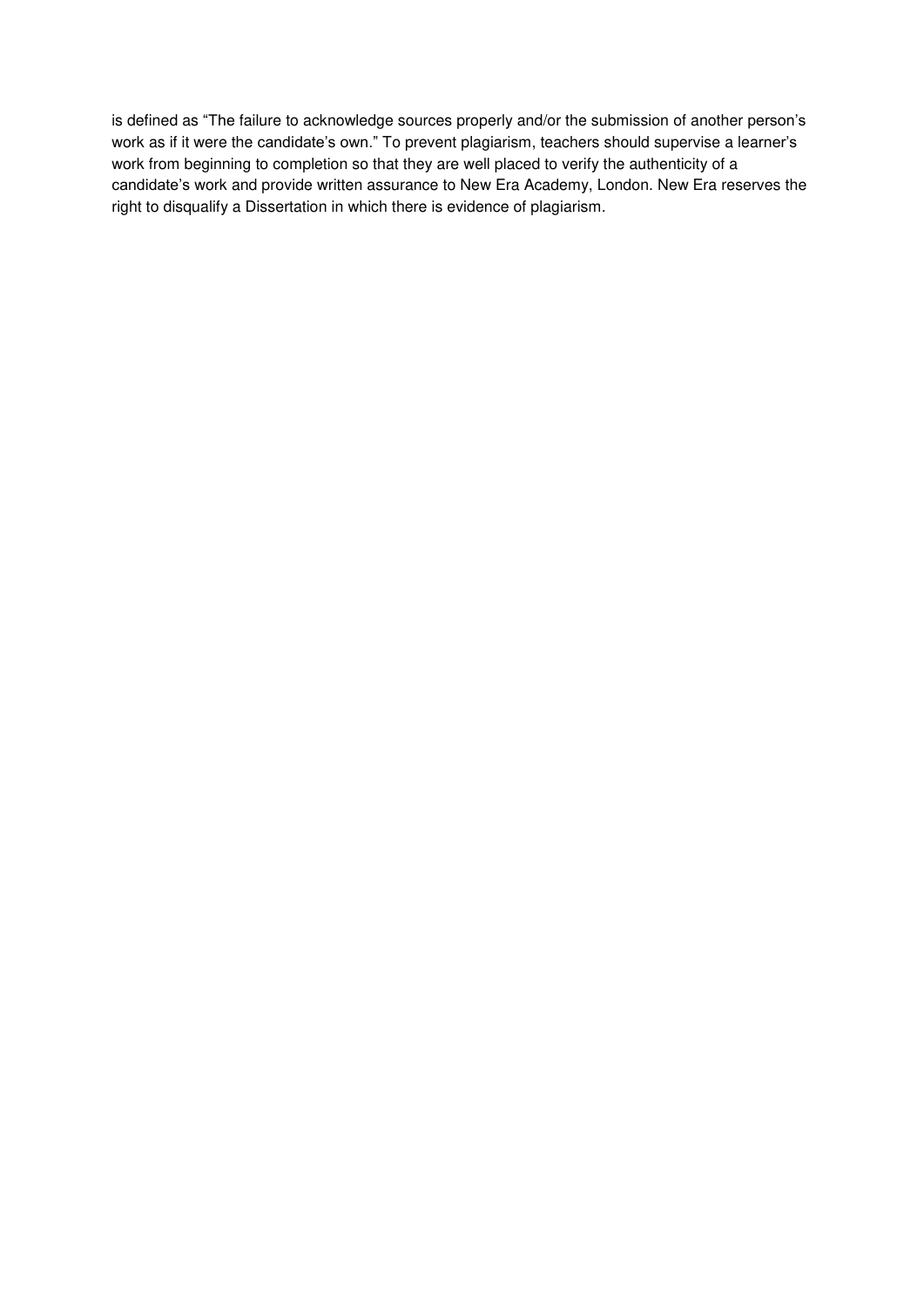is defined as “The failure to acknowledge sources properly and/or the submission of another person’s work as if it were the candidate’s own.” To prevent plagiarism, teachers should supervise a learner’s work from beginning to completion so that they are well placed to verify the authenticity of a candidate’s work and provide written assurance to New Era Academy, London. New Era reserves the right to disqualify a Dissertation in which there is evidence of plagiarism.